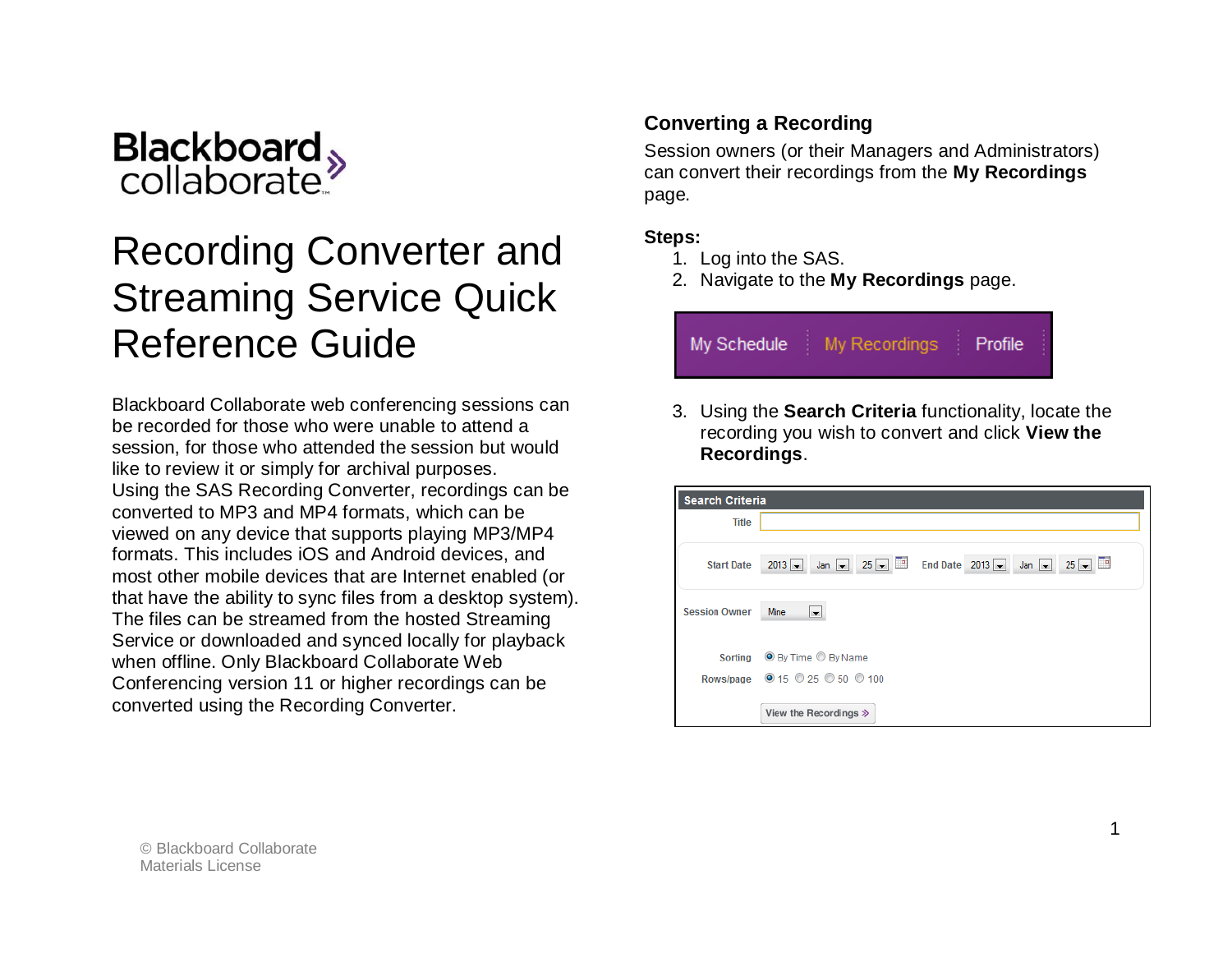Blackboard collaborate

# Recording Converter and Streaming Service Quick Reference Guide

Blackboard Collaborate web conferencing sessions can be recorded for those who were unable to attend a session, for those who attended the session but would like to review it or simply for archival purposes. Using the SAS Recording Converter, recordings can be converted to MP3 and MP4 formats, which can be viewed on any device that supports playing MP3/MP4 formats. This includes iOS and Android devices, and most other mobile devices that are Internet enabled (or that have the ability to sync files from a desktop system). The files can be streamed from the hosted Streaming Service or downloaded and synced locally for playback when offline. Only Blackboard Collaborate Web Conferencing version 11 or higher recordings can be converted using the Recording Converter.

## Converting a Recording

Session owners (or their Managers and Administrators) can convert their recordings from the **My Recordings** page.

**Steps:**

1. Log into the SAS.
2. Navigate to the **My Recordings** page.

My Schedule | My Recordings | Profile

3. Using the **Search Criteria** functionality, locate the recording you wish to convert and click **View the Recordings**.

Search Criteria

Title

Start Date 2013 Jan 25 End Date 2013 Jan 25

Session Owner Mine

Sorting By Time By Name

Rows/page 15 25 50 100

View the Recordings »

© Blackboard Collaborate Materials License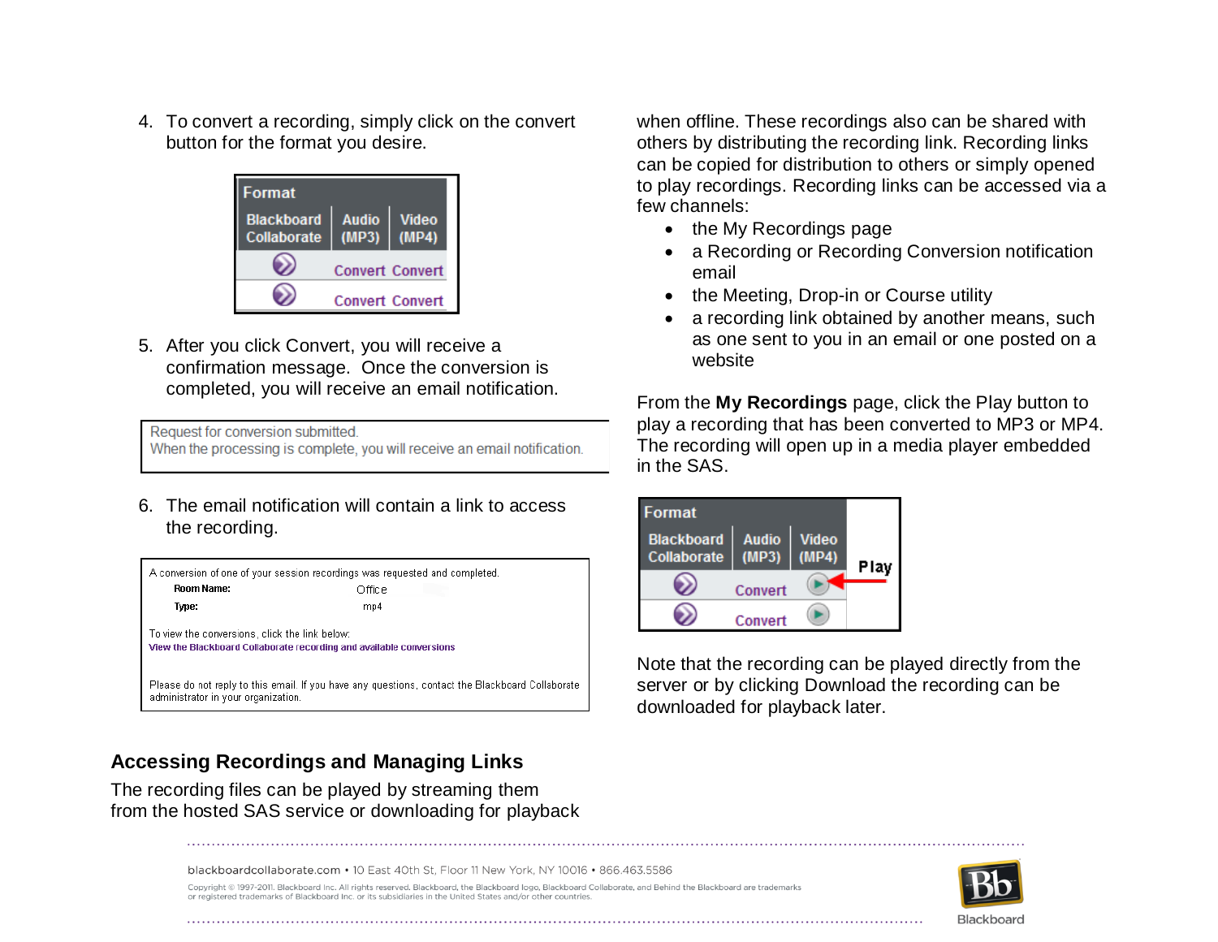4. To convert a recording, simply click on the convert button for the format you desire.

| Format | | |
|---|---|---|
| Blackboard Collaborate | Audio (MP3) | Video (MP4) |
| | Convert | Convert |
| | Convert | Convert |

5. After you click Convert, you will receive a confirmation message. Once the conversion is completed, you will receive an email notification.

Request for conversion submitted.
When the processing is complete, you will receive an email notification.

6. The email notification will contain a link to access the recording.

A conversion of one of your session recordings was requested and completed.

**Room Name:** Office
**Type:** mp4

To view the conversions, click the link below:
View the Blackboard Collaborate recording and available conversions

Please do not reply to this email. If you have any questions, contact the Blackboard Collaborate administrator in your organization.

## Accessing Recordings and Managing Links

The recording files can be played by streaming them from the hosted SAS service or downloading for playback when offline. These recordings also can be shared with others by distributing the recording link. Recording links can be copied for distribution to others or simply opened to play recordings. Recording links can be accessed via a few channels:

- the My Recordings page
- a Recording or Recording Conversion notification email
- the Meeting, Drop-in or Course utility
- a recording link obtained by another means, such as one sent to you in an email or one posted on a website

From the **My Recordings** page, click the Play button to play a recording that has been converted to MP3 or MP4. The recording will open up in a media player embedded in the SAS.

| Format | | |
|---|---|---|
| Blackboard Collaborate | Audio (MP3) | Video (MP4) |
| | Convert | Play |
| | Convert | |

Note that the recording can be played directly from the server or by clicking Download the recording can be downloaded for playback later.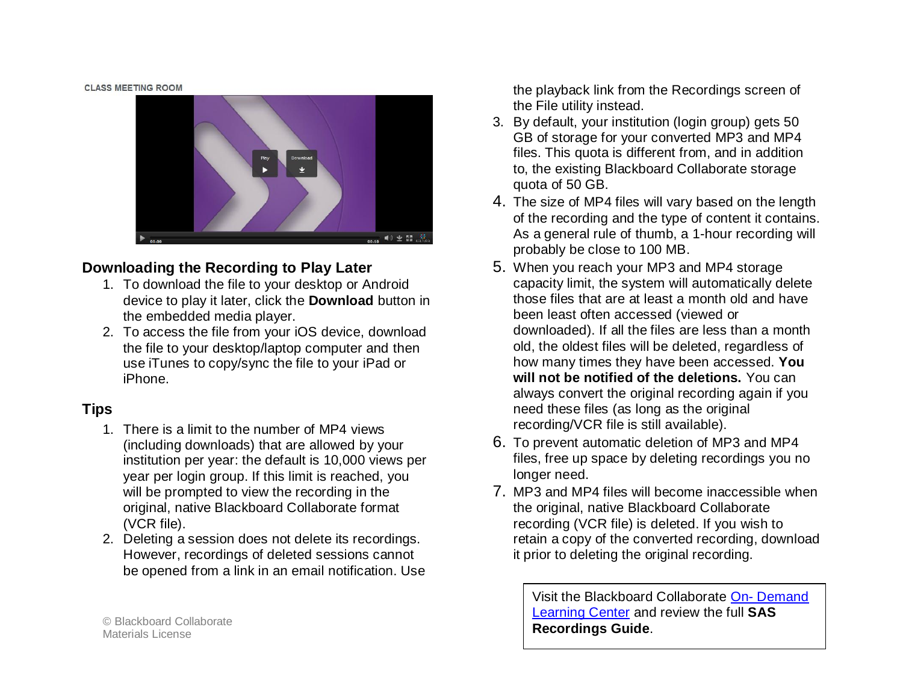CLASS MEETING ROOM

## Downloading the Recording to Play Later

1. To download the file to your desktop or Android device to play it later, click the **Download** button in the embedded media player.
2. To access the file from your iOS device, download the file to your desktop/laptop computer and then use iTunes to copy/sync the file to your iPad or iPhone.

## Tips

1. There is a limit to the number of MP4 views (including downloads) that are allowed by your institution per year: the default is 10,000 views per year per login group. If this limit is reached, you will be prompted to view the recording in the original, native Blackboard Collaborate format (VCR file).
2. Deleting a session does not delete its recordings. However, recordings of deleted sessions cannot be opened from a link in an email notification. Use the playback link from the Recordings screen of the File utility instead.
3. By default, your institution (login group) gets 50 GB of storage for your converted MP3 and MP4 files. This quota is different from, and in addition to, the existing Blackboard Collaborate storage quota of 50 GB.
4. The size of MP4 files will vary based on the length of the recording and the type of content it contains. As a general rule of thumb, a 1-hour recording will probably be close to 100 MB.
5. When you reach your MP3 and MP4 storage capacity limit, the system will automatically delete those files that are at least a month old and have been least often accessed (viewed or downloaded). If all the files are less than a month old, the oldest files will be deleted, regardless of how many times they have been accessed. **You will not be notified of the deletions.** You can always convert the original recording again if you need these files (as long as the original recording/VCR file is still available).
6. To prevent automatic deletion of MP3 and MP4 files, free up space by deleting recordings you no longer need.
7. MP3 and MP4 files will become inaccessible when the original, native Blackboard Collaborate recording (VCR file) is deleted. If you wish to retain a copy of the converted recording, download it prior to deleting the original recording.

Visit the Blackboard Collaborate On- Demand Learning Center and review the full **SAS Recordings Guide**.

© Blackboard Collaborate
Materials License